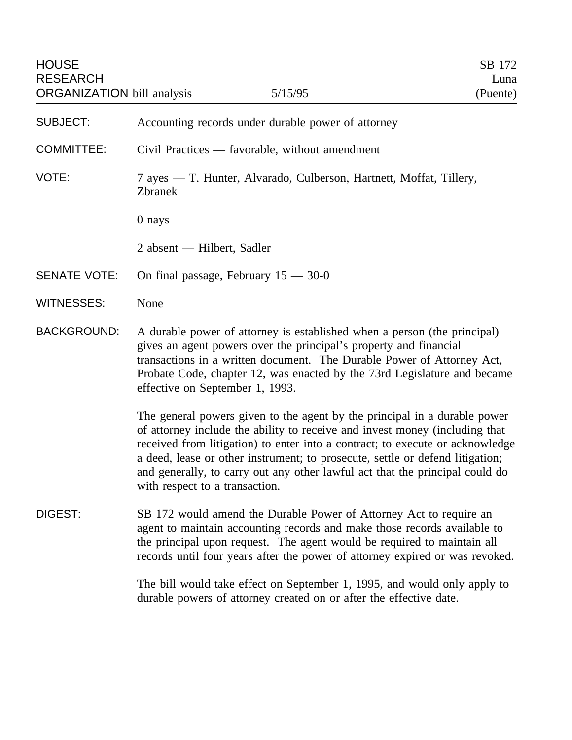HOUSE RESEARCH ORGANIZATION bill analysis — 5/15/95

SB 172
Luna
(Puente)

**SUBJECT:** Accounting records under durable power of attorney

**COMMITTEE:** Civil Practices — favorable, without amendment

**VOTE:** 7 ayes — T. Hunter, Alvarado, Culberson, Hartnett, Moffat, Tillery, Zbranek

0 nays

2 absent — Hilbert, Sadler

**SENATE VOTE:** On final passage, February 15 — 30-0

**WITNESSES:** None

**BACKGROUND:** A durable power of attorney is established when a person (the principal) gives an agent powers over the principal's property and financial transactions in a written document. The Durable Power of Attorney Act, Probate Code, chapter 12, was enacted by the 73rd Legislature and became effective on September 1, 1993.

The general powers given to the agent by the principal in a durable power of attorney include the ability to receive and invest money (including that received from litigation) to enter into a contract; to execute or acknowledge a deed, lease or other instrument; to prosecute, settle or defend litigation; and generally, to carry out any other lawful act that the principal could do with respect to a transaction.

**DIGEST:** SB 172 would amend the Durable Power of Attorney Act to require an agent to maintain accounting records and make those records available to the principal upon request. The agent would be required to maintain all records until four years after the power of attorney expired or was revoked.

The bill would take effect on September 1, 1995, and would only apply to durable powers of attorney created on or after the effective date.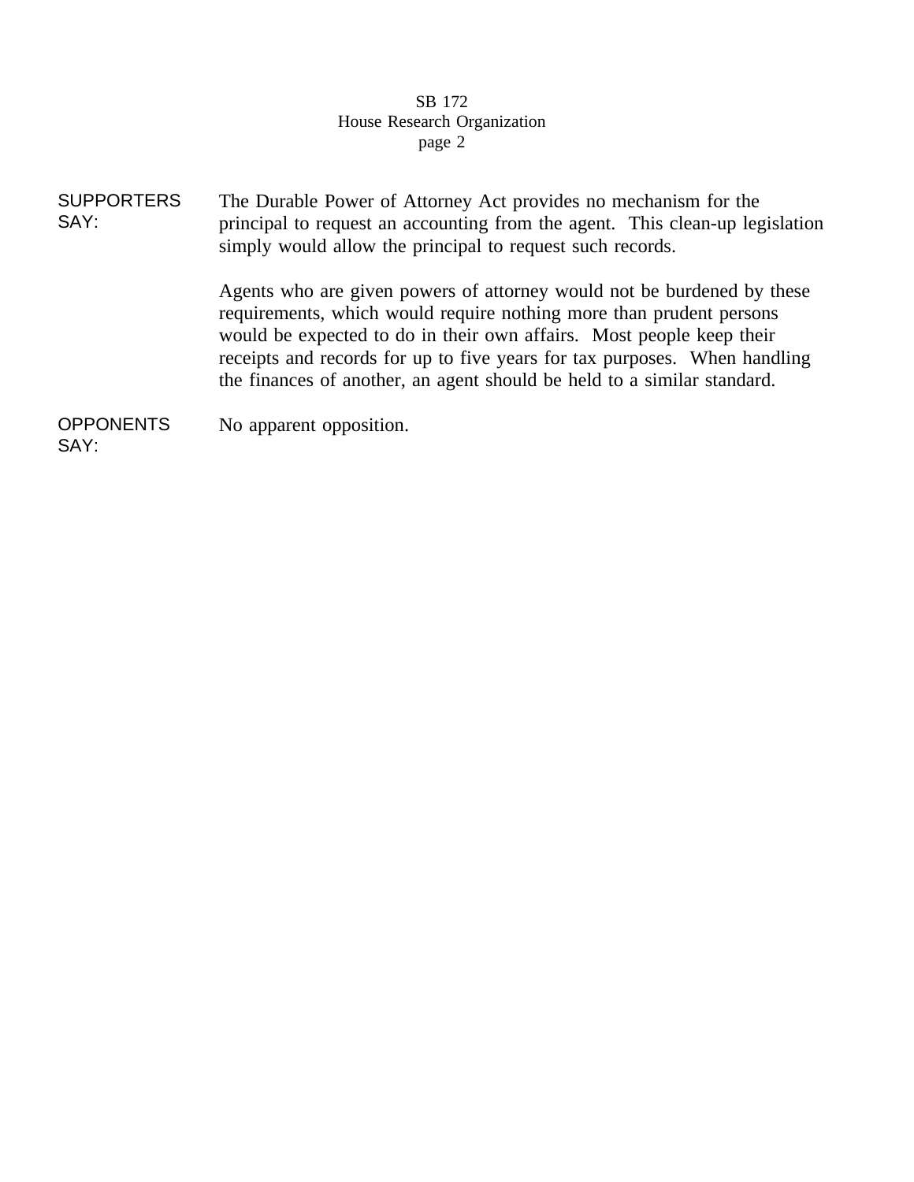**SUPPORTERS SAY:**

The Durable Power of Attorney Act provides no mechanism for the principal to request an accounting from the agent. This clean-up legislation simply would allow the principal to request such records.

Agents who are given powers of attorney would not be burdened by these requirements, which would require nothing more than prudent persons would be expected to do in their own affairs. Most people keep their receipts and records for up to five years for tax purposes. When handling the finances of another, an agent should be held to a similar standard.

**OPPONENTS SAY:**

No apparent opposition.